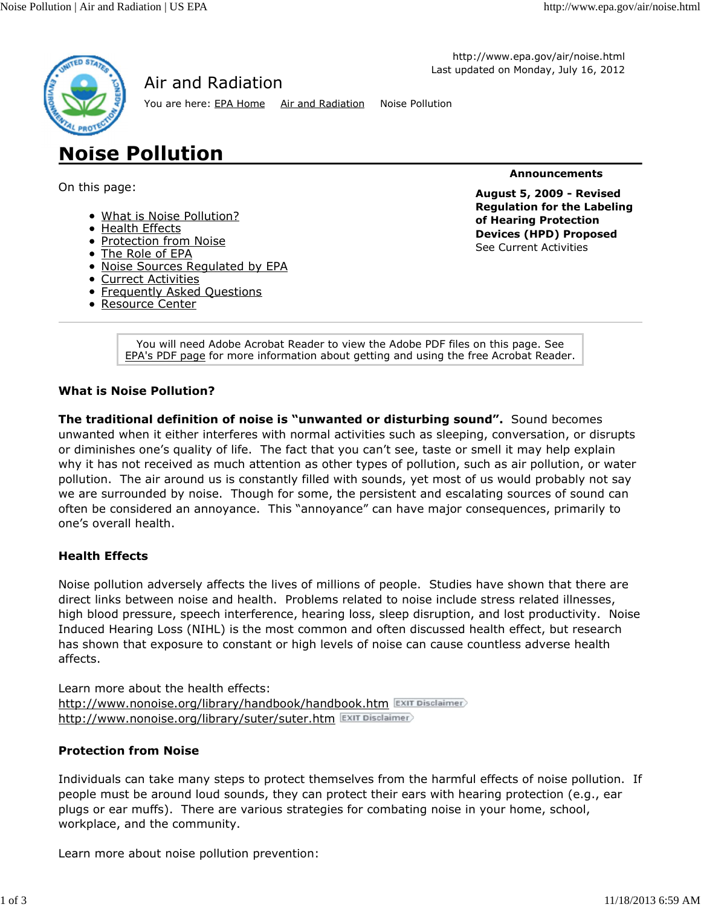http://www.epa.gov/air/noise.html
Last updated on Monday, July 16, 2012

Air and Radiation

You are here: EPA Home Air and Radiation Noise Pollution

# Noise Pollution

On this page:

- What is Noise Pollution?
- Health Effects
- Protection from Noise
- The Role of EPA
- Noise Sources Regulated by EPA
- Currect Activities
- Frequently Asked Questions
- Resource Center

**Announcements**

**August 5, 2009 - Revised Regulation for the Labeling of Hearing Protection Devices (HPD) Proposed**
See Current Activities

You will need Adobe Acrobat Reader to view the Adobe PDF files on this page. See EPA's PDF page for more information about getting and using the free Acrobat Reader.

### What is Noise Pollution?

**The traditional definition of noise is "unwanted or disturbing sound".** Sound becomes unwanted when it either interferes with normal activities such as sleeping, conversation, or disrupts or diminishes one's quality of life. The fact that you can't see, taste or smell it may help explain why it has not received as much attention as other types of pollution, such as air pollution, or water pollution. The air around us is constantly filled with sounds, yet most of us would probably not say we are surrounded by noise. Though for some, the persistent and escalating sources of sound can often be considered an annoyance. This "annoyance" can have major consequences, primarily to one's overall health.

### Health Effects

Noise pollution adversely affects the lives of millions of people. Studies have shown that there are direct links between noise and health. Problems related to noise include stress related illnesses, high blood pressure, speech interference, hearing loss, sleep disruption, and lost productivity. Noise Induced Hearing Loss (NIHL) is the most common and often discussed health effect, but research has shown that exposure to constant or high levels of noise can cause countless adverse health affects.

Learn more about the health effects:
http://www.nonoise.org/library/handbook/handbook.htm EXIT Disclaimer
http://www.nonoise.org/library/suter/suter.htm EXIT Disclaimer

### Protection from Noise

Individuals can take many steps to protect themselves from the harmful effects of noise pollution. If people must be around loud sounds, they can protect their ears with hearing protection (e.g., ear plugs or ear muffs). There are various strategies for combating noise in your home, school, workplace, and the community.

Learn more about noise pollution prevention: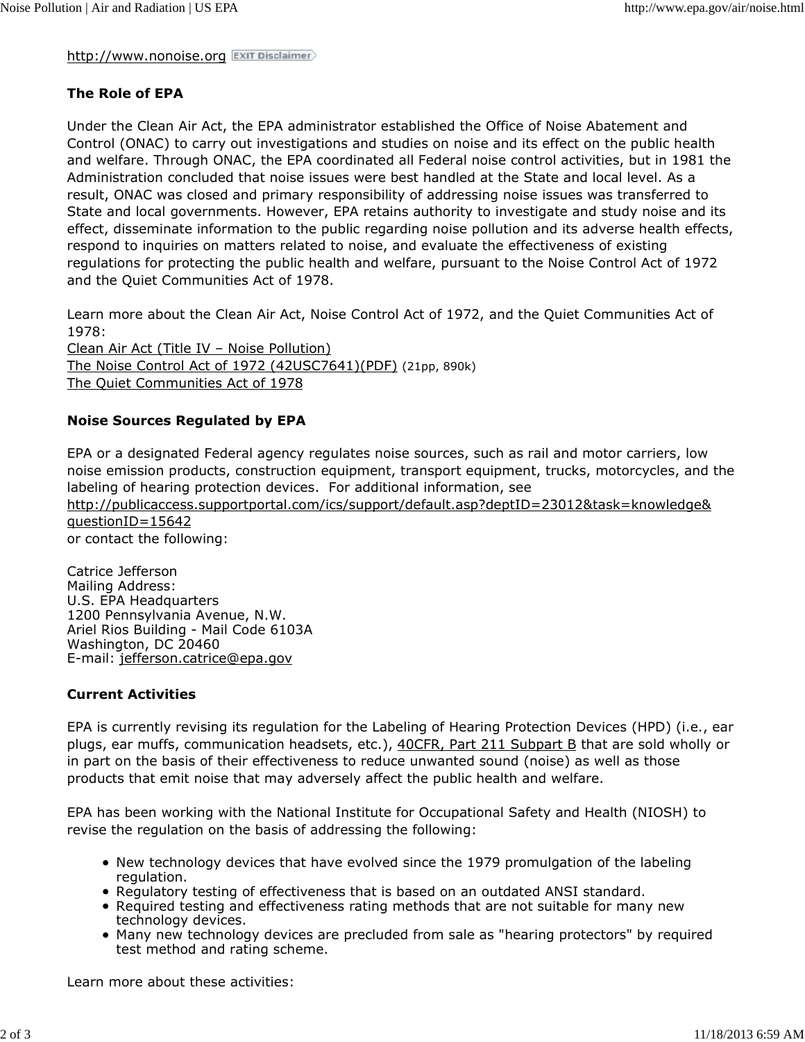http://www.nonoise.org EXIT Disclaimer

### The Role of EPA

Under the Clean Air Act, the EPA administrator established the Office of Noise Abatement and Control (ONAC) to carry out investigations and studies on noise and its effect on the public health and welfare. Through ONAC, the EPA coordinated all Federal noise control activities, but in 1981 the Administration concluded that noise issues were best handled at the State and local level. As a result, ONAC was closed and primary responsibility of addressing noise issues was transferred to State and local governments. However, EPA retains authority to investigate and study noise and its effect, disseminate information to the public regarding noise pollution and its adverse health effects, respond to inquiries on matters related to noise, and evaluate the effectiveness of existing regulations for protecting the public health and welfare, pursuant to the Noise Control Act of 1972 and the Quiet Communities Act of 1978.

Learn more about the Clean Air Act, Noise Control Act of 1972, and the Quiet Communities Act of 1978:
Clean Air Act (Title IV – Noise Pollution)
The Noise Control Act of 1972 (42USC7641)(PDF) (21pp, 890k)
The Quiet Communities Act of 1978

### Noise Sources Regulated by EPA

EPA or a designated Federal agency regulates noise sources, such as rail and motor carriers, low noise emission products, construction equipment, transport equipment, trucks, motorcycles, and the labeling of hearing protection devices. For additional information, see http://publicaccess.supportportal.com/ics/support/default.asp?deptID=23012&task=knowledge&questionID=15642
or contact the following:

Catrice Jefferson
Mailing Address:
U.S. EPA Headquarters
1200 Pennsylvania Avenue, N.W.
Ariel Rios Building - Mail Code 6103A
Washington, DC 20460
E-mail: jefferson.catrice@epa.gov

### Current Activities

EPA is currently revising its regulation for the Labeling of Hearing Protection Devices (HPD) (i.e., ear plugs, ear muffs, communication headsets, etc.), 40CFR, Part 211 Subpart B that are sold wholly or in part on the basis of their effectiveness to reduce unwanted sound (noise) as well as those products that emit noise that may adversely affect the public health and welfare.

EPA has been working with the National Institute for Occupational Safety and Health (NIOSH) to revise the regulation on the basis of addressing the following:

- New technology devices that have evolved since the 1979 promulgation of the labeling regulation.
- Regulatory testing of effectiveness that is based on an outdated ANSI standard.
- Required testing and effectiveness rating methods that are not suitable for many new technology devices.
- Many new technology devices are precluded from sale as "hearing protectors" by required test method and rating scheme.

Learn more about these activities: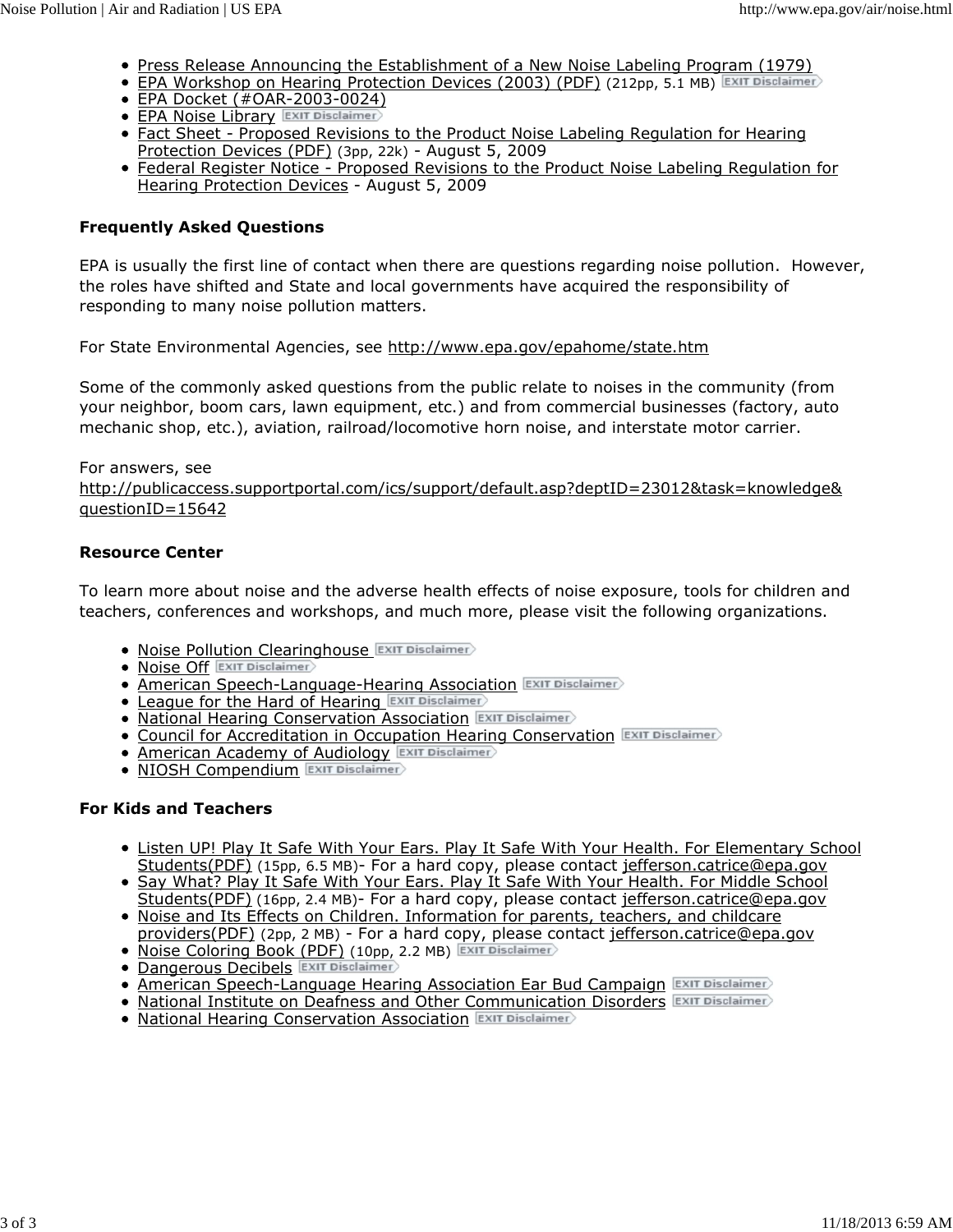- Press Release Announcing the Establishment of a New Noise Labeling Program (1979)
- EPA Workshop on Hearing Protection Devices (2003) (PDF) (212pp, 5.1 MB) EXIT Disclaimer
- EPA Docket (#OAR-2003-0024)
- EPA Noise Library EXIT Disclaimer
- Fact Sheet - Proposed Revisions to the Product Noise Labeling Regulation for Hearing Protection Devices (PDF) (3pp, 22k) - August 5, 2009
- Federal Register Notice - Proposed Revisions to the Product Noise Labeling Regulation for Hearing Protection Devices - August 5, 2009

**Frequently Asked Questions**

EPA is usually the first line of contact when there are questions regarding noise pollution. However, the roles have shifted and State and local governments have acquired the responsibility of responding to many noise pollution matters.

For State Environmental Agencies, see http://www.epa.gov/epahome/state.htm

Some of the commonly asked questions from the public relate to noises in the community (from your neighbor, boom cars, lawn equipment, etc.) and from commercial businesses (factory, auto mechanic shop, etc.), aviation, railroad/locomotive horn noise, and interstate motor carrier.

For answers, see http://publicaccess.supportportal.com/ics/support/default.asp?deptID=23012&task=knowledge&questionID=15642

**Resource Center**

To learn more about noise and the adverse health effects of noise exposure, tools for children and teachers, conferences and workshops, and much more, please visit the following organizations.

- Noise Pollution Clearinghouse EXIT Disclaimer
- Noise Off EXIT Disclaimer
- American Speech-Language-Hearing Association EXIT Disclaimer
- League for the Hard of Hearing EXIT Disclaimer
- National Hearing Conservation Association EXIT Disclaimer
- Council for Accreditation in Occupation Hearing Conservation EXIT Disclaimer
- American Academy of Audiology EXIT Disclaimer
- NIOSH Compendium EXIT Disclaimer

**For Kids and Teachers**

- Listen UP! Play It Safe With Your Ears. Play It Safe With Your Health. For Elementary School Students(PDF) (15pp, 6.5 MB)- For a hard copy, please contact jefferson.catrice@epa.gov
- Say What? Play It Safe With Your Ears. Play It Safe With Your Health. For Middle School Students(PDF) (16pp, 2.4 MB)- For a hard copy, please contact jefferson.catrice@epa.gov
- Noise and Its Effects on Children. Information for parents, teachers, and childcare providers(PDF) (2pp, 2 MB) - For a hard copy, please contact jefferson.catrice@epa.gov
- Noise Coloring Book (PDF) (10pp, 2.2 MB) EXIT Disclaimer
- Dangerous Decibels EXIT Disclaimer
- American Speech-Language Hearing Association Ear Bud Campaign EXIT Disclaimer
- National Institute on Deafness and Other Communication Disorders EXIT Disclaimer
- National Hearing Conservation Association EXIT Disclaimer